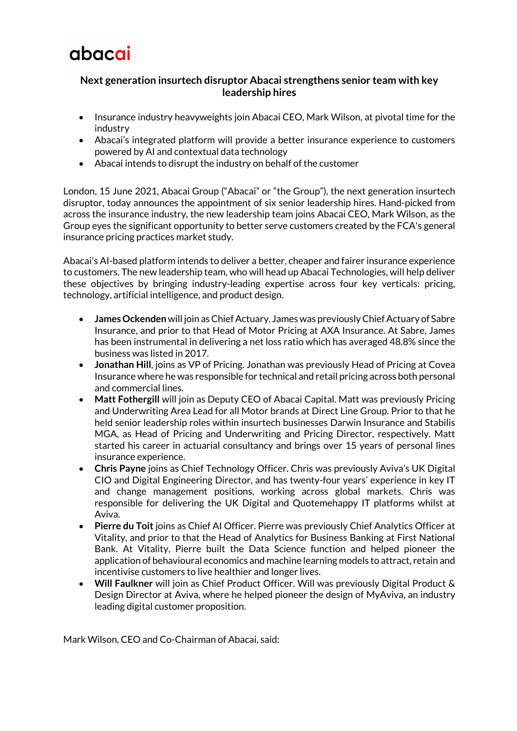abacai

## Next generation insurtech disruptor Abacai strengthens senior team with key leadership hires

- Insurance industry heavyweights join Abacai CEO, Mark Wilson, at pivotal time for the industry
- Abacai's integrated platform will provide a better insurance experience to customers powered by AI and contextual data technology
- Abacai intends to disrupt the industry on behalf of the customer

London, 15 June 2021, Abacai Group ("Abacai" or "the Group"), the next generation insurtech disruptor, today announces the appointment of six senior leadership hires. Hand-picked from across the insurance industry, the new leadership team joins Abacai CEO, Mark Wilson, as the Group eyes the significant opportunity to better serve customers created by the FCA's general insurance pricing practices market study.

Abacai's AI-based platform intends to deliver a better, cheaper and fairer insurance experience to customers. The new leadership team, who will head up Abacai Technologies, will help deliver these objectives by bringing industry-leading expertise across four key verticals: pricing, technology, artificial intelligence, and product design.

- **James Ockenden** will join as Chief Actuary. James was previously Chief Actuary of Sabre Insurance, and prior to that Head of Motor Pricing at AXA Insurance. At Sabre, James has been instrumental in delivering a net loss ratio which has averaged 48.8% since the business was listed in 2017.
- **Jonathan Hill**, joins as VP of Pricing. Jonathan was previously Head of Pricing at Covea Insurance where he was responsible for technical and retail pricing across both personal and commercial lines.
- **Matt Fothergill** will join as Deputy CEO of Abacai Capital. Matt was previously Pricing and Underwriting Area Lead for all Motor brands at Direct Line Group. Prior to that he held senior leadership roles within insurtech businesses Darwin Insurance and Stabilis MGA, as Head of Pricing and Underwriting and Pricing Director, respectively. Matt started his career in actuarial consultancy and brings over 15 years of personal lines insurance experience.
- **Chris Payne** joins as Chief Technology Officer. Chris was previously Aviva's UK Digital CIO and Digital Engineering Director, and has twenty-four years' experience in key IT and change management positions, working across global markets. Chris was responsible for delivering the UK Digital and Quotemehappy IT platforms whilst at Aviva.
- **Pierre du Toit** joins as Chief AI Officer. Pierre was previously Chief Analytics Officer at Vitality, and prior to that the Head of Analytics for Business Banking at First National Bank. At Vitality, Pierre built the Data Science function and helped pioneer the application of behavioural economics and machine learning models to attract, retain and incentivise customers to live healthier and longer lives.
- **Will Faulkner** will join as Chief Product Officer. Will was previously Digital Product & Design Director at Aviva, where he helped pioneer the design of MyAviva, an industry leading digital customer proposition.

Mark Wilson, CEO and Co-Chairman of Abacai, said: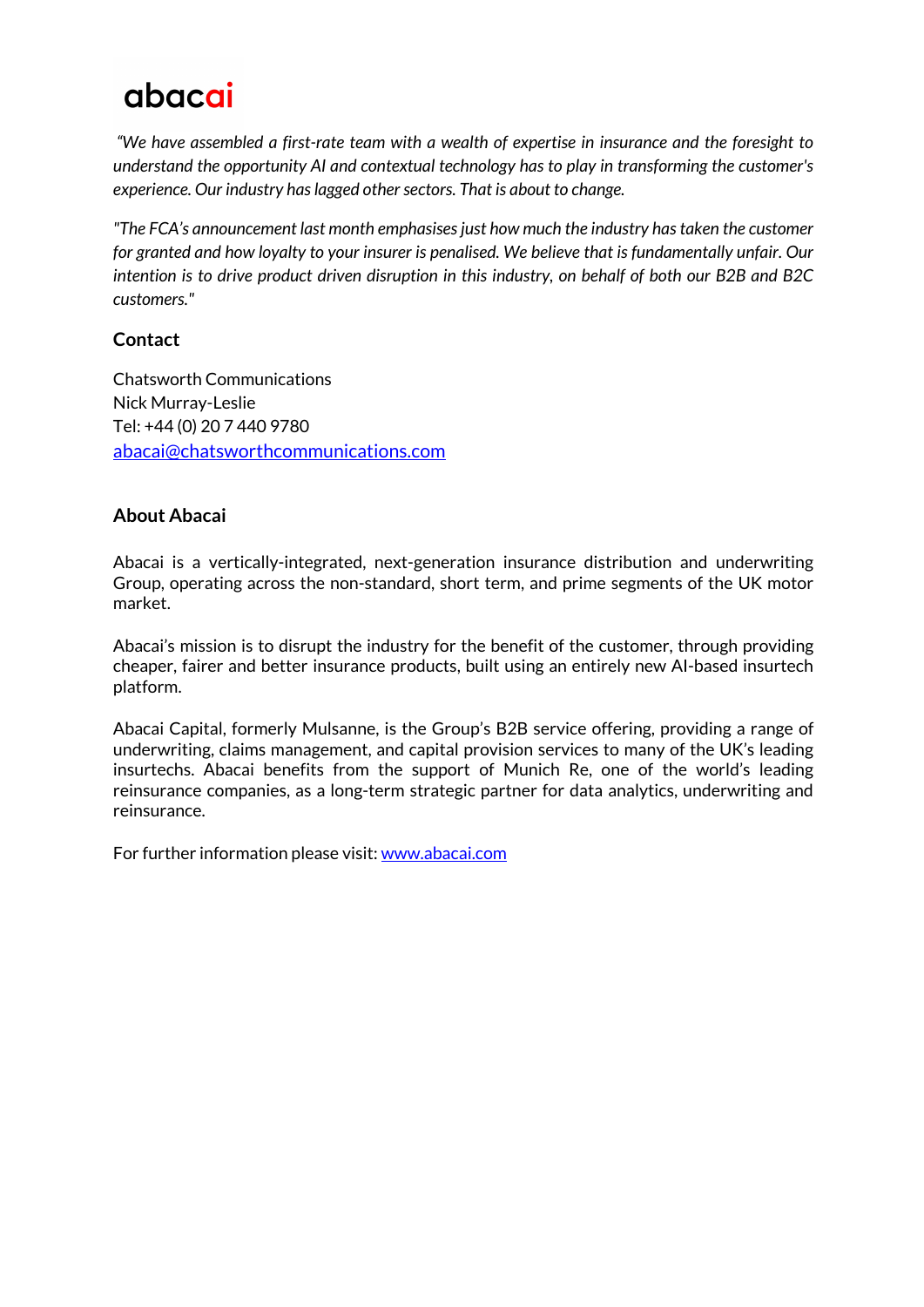abacai

*"We have assembled a first-rate team with a wealth of expertise in insurance and the foresight to understand the opportunity AI and contextual technology has to play in transforming the customer's experience. Our industry has lagged other sectors. That is about to change.*

*"The FCA's announcement last month emphasises just how much the industry has taken the customer for granted and how loyalty to your insurer is penalised. We believe that is fundamentally unfair. Our intention is to drive product driven disruption in this industry, on behalf of both our B2B and B2C customers."*

## Contact

Chatsworth Communications
Nick Murray-Leslie
Tel: +44 (0) 20 7 440 9780
abacai@chatsworthcommunications.com

## About Abacai

Abacai is a vertically-integrated, next-generation insurance distribution and underwriting Group, operating across the non-standard, short term, and prime segments of the UK motor market.

Abacai's mission is to disrupt the industry for the benefit of the customer, through providing cheaper, fairer and better insurance products, built using an entirely new AI-based insurtech platform.

Abacai Capital, formerly Mulsanne, is the Group's B2B service offering, providing a range of underwriting, claims management, and capital provision services to many of the UK's leading insurtechs. Abacai benefits from the support of Munich Re, one of the world's leading reinsurance companies, as a long-term strategic partner for data analytics, underwriting and reinsurance.

For further information please visit: www.abacai.com